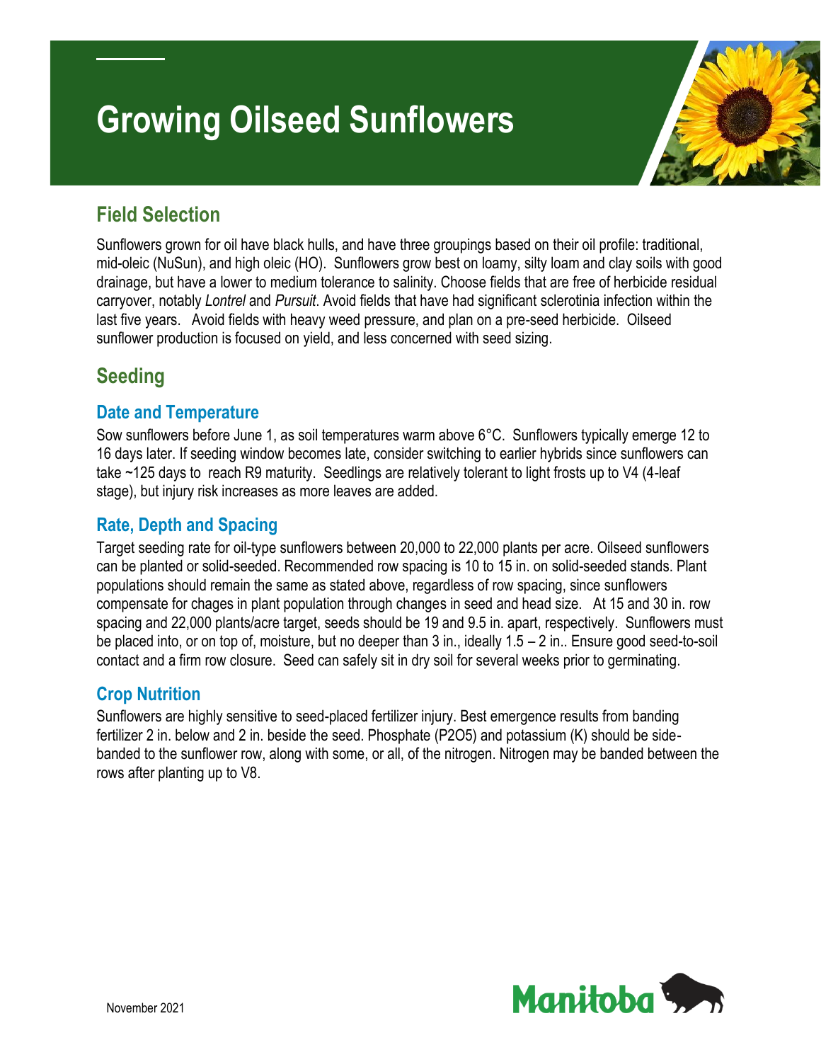# Growing Oilseed Sunflowers

## Field Selection

Sunflowers grown for oil have black hulls, and have three groupings based on their oil profile: traditional, mid-oleic (NuSun), and high oleic (HO). Sunflowers grow best on loamy, silty loam and clay soils with good drainage, but have a lower to medium tolerance to salinity. Choose fields that are free of herbicide residual carryover, notably *Lontrel* and *Pursuit*. Avoid fields that have had significant sclerotinia infection within the last five years. Avoid fields with heavy weed pressure, and plan on a pre-seed herbicide. Oilseed sunflower production is focused on yield, and less concerned with seed sizing.

## Seeding

### Date and Temperature

Sow sunflowers before June 1, as soil temperatures warm above 6°C. Sunflowers typically emerge 12 to 16 days later. If seeding window becomes late, consider switching to earlier hybrids since sunflowers can take ~125 days to reach R9 maturity. Seedlings are relatively tolerant to light frosts up to V4 (4-leaf stage), but injury risk increases as more leaves are added.

### Rate, Depth and Spacing

Target seeding rate for oil-type sunflowers between 20,000 to 22,000 plants per acre. Oilseed sunflowers can be planted or solid-seeded. Recommended row spacing is 10 to 15 in. on solid-seeded stands. Plant populations should remain the same as stated above, regardless of row spacing, since sunflowers compensate for chages in plant population through changes in seed and head size. At 15 and 30 in. row spacing and 22,000 plants/acre target, seeds should be 19 and 9.5 in. apart, respectively. Sunflowers must be placed into, or on top of, moisture, but no deeper than 3 in., ideally 1.5 – 2 in.. Ensure good seed-to-soil contact and a firm row closure. Seed can safely sit in dry soil for several weeks prior to germinating.

### Crop Nutrition

Sunflowers are highly sensitive to seed-placed fertilizer injury. Best emergence results from banding fertilizer 2 in. below and 2 in. beside the seed. Phosphate ($P_2O_5$) and potassium (K) should be side-banded to the sunflower row, along with some, or all, of the nitrogen. Nitrogen may be banded between the rows after planting up to V8.

November 2021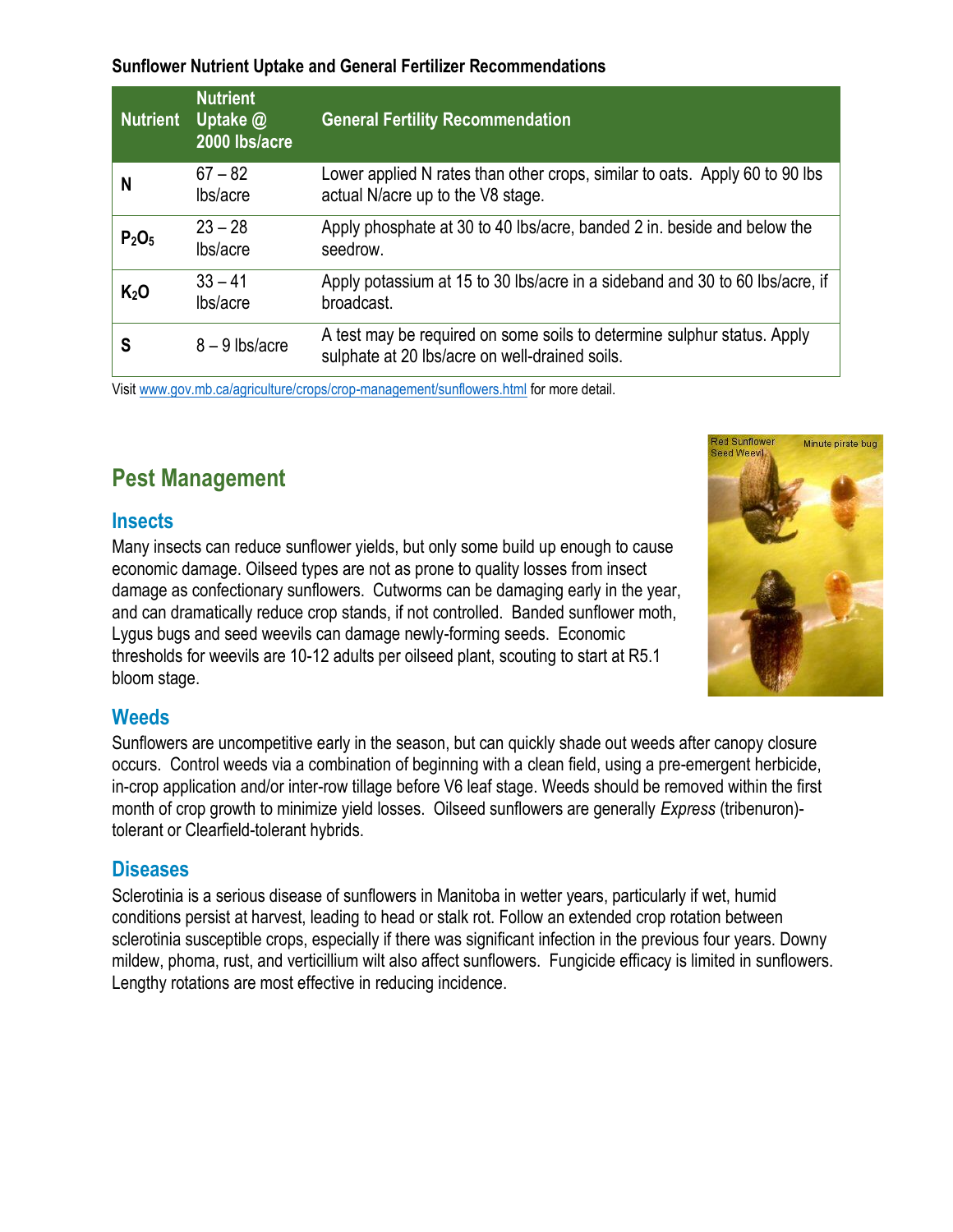**Sunflower Nutrient Uptake and General Fertilizer Recommendations**

| Nutrient | Nutrient Uptake @ 2000 lbs/acre | General Fertility Recommendation |
|---|---|---|
| N | 67 – 82 lbs/acre | Lower applied N rates than other crops, similar to oats. Apply 60 to 90 lbs actual N/acre up to the V8 stage. |
| $P_2O_5$ | 23 – 28 lbs/acre | Apply phosphate at 30 to 40 lbs/acre, banded 2 in. beside and below the seedrow. |
| $K_2O$ | 33 – 41 lbs/acre | Apply potassium at 15 to 30 lbs/acre in a sideband and 30 to 60 lbs/acre, if broadcast. |
| S | 8 – 9 lbs/acre | A test may be required on some soils to determine sulphur status. Apply sulphate at 20 lbs/acre on well-drained soils. |

Visit www.gov.mb.ca/agriculture/crops/crop-management/sunflowers.html for more detail.

## Pest Management

### Insects

Many insects can reduce sunflower yields, but only some build up enough to cause economic damage. Oilseed types are not as prone to quality losses from insect damage as confectionary sunflowers. Cutworms can be damaging early in the year, and can dramatically reduce crop stands, if not controlled. Banded sunflower moth, Lygus bugs and seed weevils can damage newly-forming seeds. Economic thresholds for weevils are 10-12 adults per oilseed plant, scouting to start at R5.1 bloom stage.

### Weeds

Sunflowers are uncompetitive early in the season, but can quickly shade out weeds after canopy closure occurs. Control weeds via a combination of beginning with a clean field, using a pre-emergent herbicide, in-crop application and/or inter-row tillage before V6 leaf stage. Weeds should be removed within the first month of crop growth to minimize yield losses. Oilseed sunflowers are generally *Express* (tribenuron)-tolerant or Clearfield-tolerant hybrids.

### Diseases

Sclerotinia is a serious disease of sunflowers in Manitoba in wetter years, particularly if wet, humid conditions persist at harvest, leading to head or stalk rot. Follow an extended crop rotation between sclerotinia susceptible crops, especially if there was significant infection in the previous four years. Downy mildew, phoma, rust, and verticillium wilt also affect sunflowers. Fungicide efficacy is limited in sunflowers. Lengthy rotations are most effective in reducing incidence.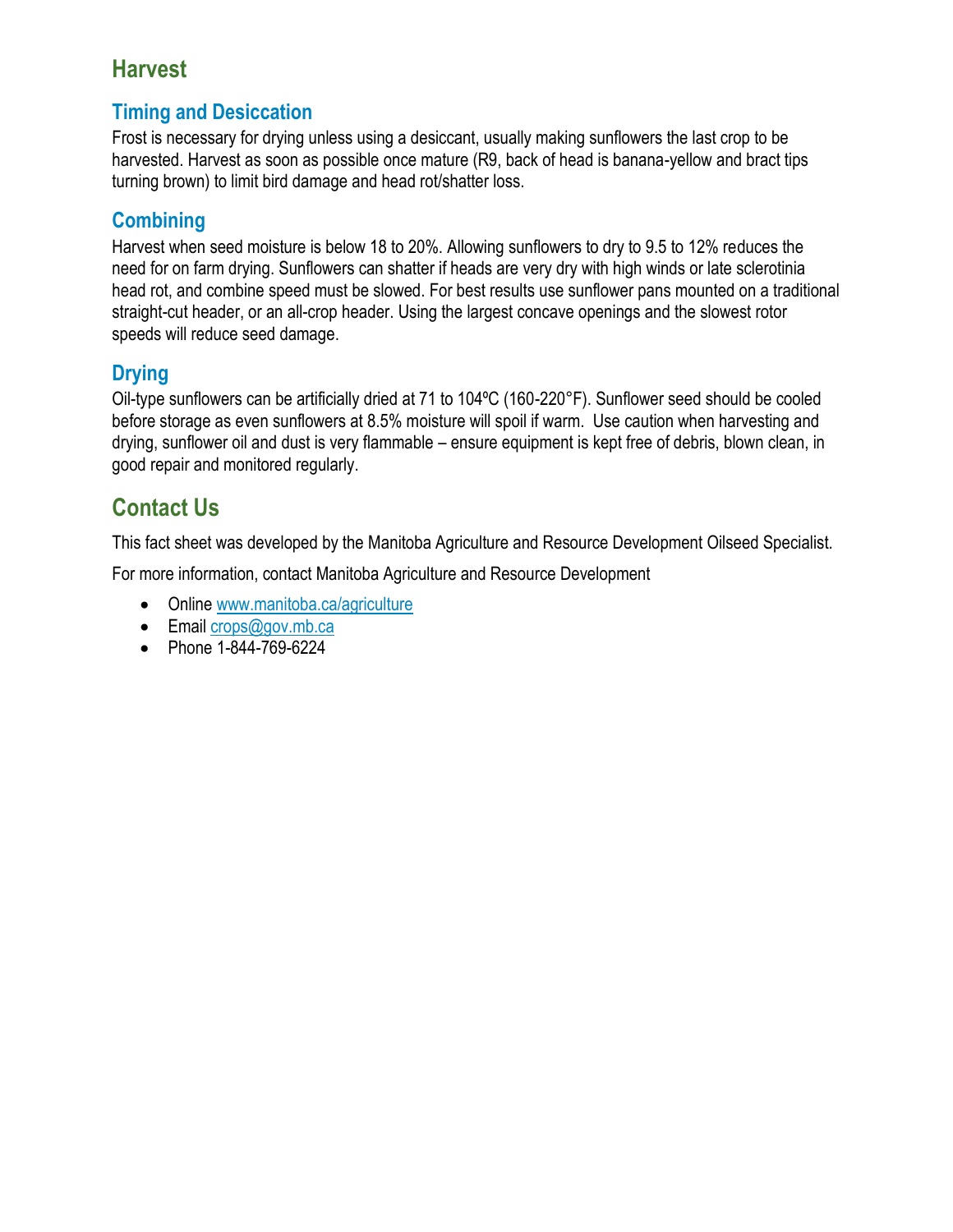## Harvest

### Timing and Desiccation

Frost is necessary for drying unless using a desiccant, usually making sunflowers the last crop to be harvested. Harvest as soon as possible once mature (R9, back of head is banana-yellow and bract tips turning brown) to limit bird damage and head rot/shatter loss.

### Combining

Harvest when seed moisture is below 18 to 20%. Allowing sunflowers to dry to 9.5 to 12% reduces the need for on farm drying. Sunflowers can shatter if heads are very dry with high winds or late sclerotinia head rot, and combine speed must be slowed. For best results use sunflower pans mounted on a traditional straight-cut header, or an all-crop header. Using the largest concave openings and the slowest rotor speeds will reduce seed damage.

### Drying

Oil-type sunflowers can be artificially dried at 71 to 104ºC (160-220°F). Sunflower seed should be cooled before storage as even sunflowers at 8.5% moisture will spoil if warm. Use caution when harvesting and drying, sunflower oil and dust is very flammable – ensure equipment is kept free of debris, blown clean, in good repair and monitored regularly.

## Contact Us

This fact sheet was developed by the Manitoba Agriculture and Resource Development Oilseed Specialist.

For more information, contact Manitoba Agriculture and Resource Development

- Online [www.manitoba.ca/agriculture](http://www.manitoba.ca/agriculture)
- Email [crops@gov.mb.ca](mailto:crops@gov.mb.ca)
- Phone 1-844-769-6224